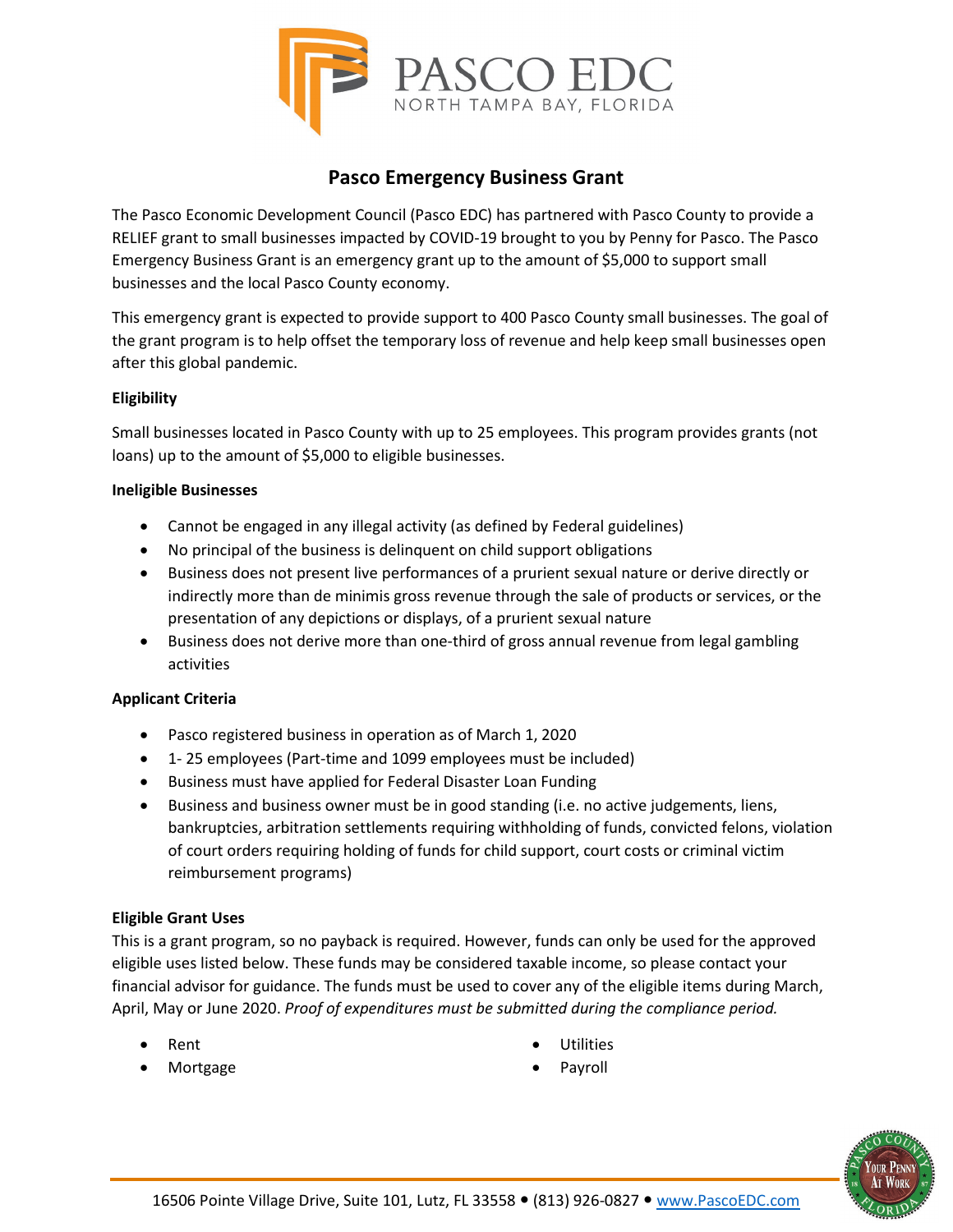# Pasco Emergency Business Grant

The Pasco Economic Development Council (Pasco EDC) has partnered with Pasco County to provide a RELIEF grant to small businesses impacted by COVID-19 brought to you by Penny for Pasco. The Pasco Emergency Business Grant is an emergency grant up to the amount of $5,000 to support small businesses and the local Pasco County economy.

This emergency grant is expected to provide support to 400 Pasco County small businesses. The goal of the grant program is to help offset the temporary loss of revenue and help keep small businesses open after this global pandemic.

**Eligibility**

Small businesses located in Pasco County with up to 25 employees. This program provides grants (not loans) up to the amount of $5,000 to eligible businesses.

**Ineligible Businesses**

- Cannot be engaged in any illegal activity (as defined by Federal guidelines)
- No principal of the business is delinquent on child support obligations
- Business does not present live performances of a prurient sexual nature or derive directly or indirectly more than de minimis gross revenue through the sale of products or services, or the presentation of any depictions or displays, of a prurient sexual nature
- Business does not derive more than one-third of gross annual revenue from legal gambling activities

**Applicant Criteria**

- Pasco registered business in operation as of March 1, 2020
- 1- 25 employees (Part-time and 1099 employees must be included)
- Business must have applied for Federal Disaster Loan Funding
- Business and business owner must be in good standing (i.e. no active judgements, liens, bankruptcies, arbitration settlements requiring withholding of funds, convicted felons, violation of court orders requiring holding of funds for child support, court costs or criminal victim reimbursement programs)

**Eligible Grant Uses**

This is a grant program, so no payback is required. However, funds can only be used for the approved eligible uses listed below. These funds may be considered taxable income, so please contact your financial advisor for guidance. The funds must be used to cover any of the eligible items during March, April, May or June 2020. *Proof of expenditures must be submitted during the compliance period.*

- Rent
- Mortgage
- Utilities
- Payroll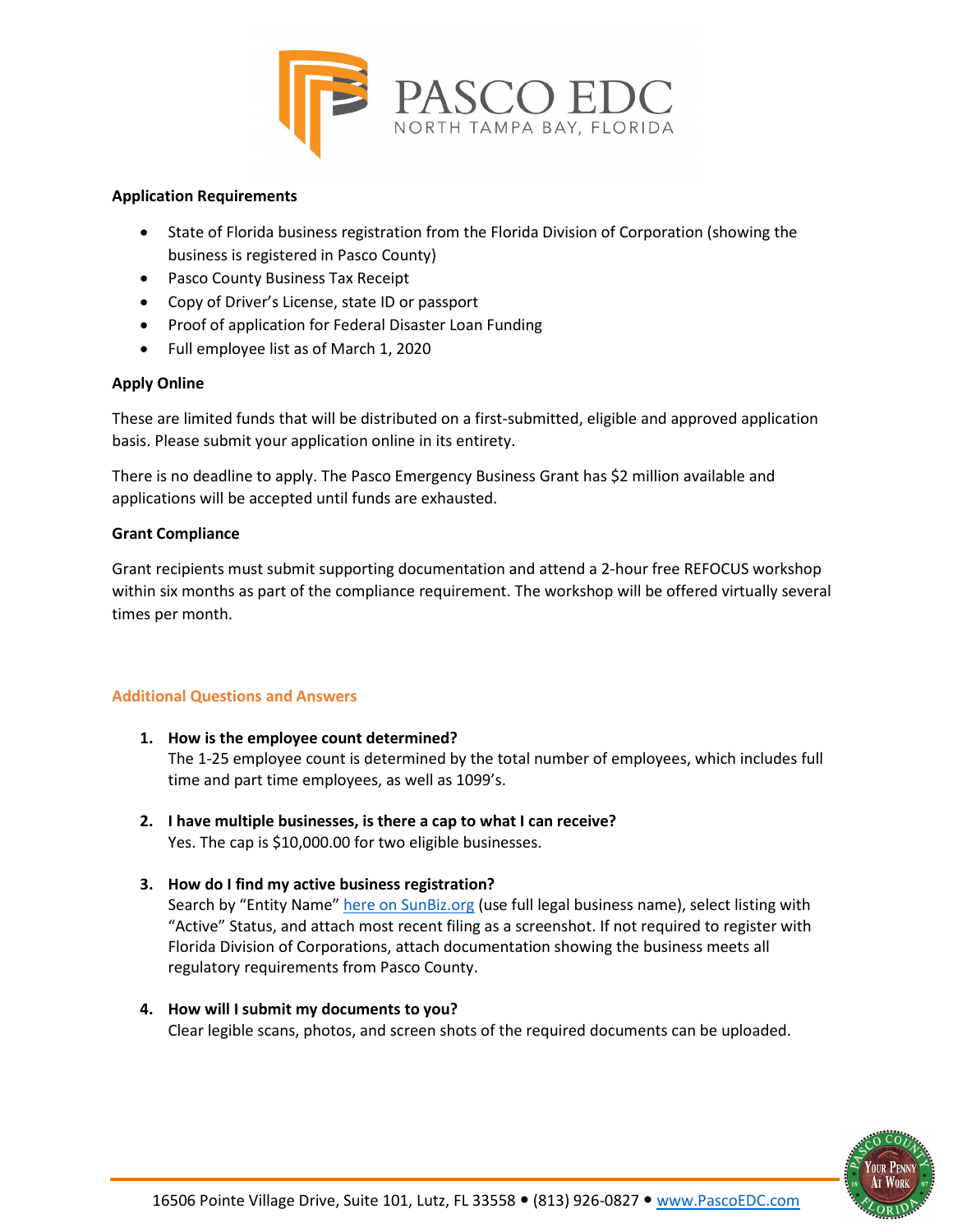**Application Requirements**

- State of Florida business registration from the Florida Division of Corporation (showing the business is registered in Pasco County)
- Pasco County Business Tax Receipt
- Copy of Driver's License, state ID or passport
- Proof of application for Federal Disaster Loan Funding
- Full employee list as of March 1, 2020

**Apply Online**

These are limited funds that will be distributed on a first-submitted, eligible and approved application basis. Please submit your application online in its entirety.

There is no deadline to apply. The Pasco Emergency Business Grant has $2 million available and applications will be accepted until funds are exhausted.

**Grant Compliance**

Grant recipients must submit supporting documentation and attend a 2-hour free REFOCUS workshop within six months as part of the compliance requirement. The workshop will be offered virtually several times per month.

## Additional Questions and Answers

1. **How is the employee count determined?**
   The 1-25 employee count is determined by the total number of employees, which includes full time and part time employees, as well as 1099's.

2. **I have multiple businesses, is there a cap to what I can receive?**
   Yes. The cap is $10,000.00 for two eligible businesses.

3. **How do I find my active business registration?**
   Search by "Entity Name" here on SunBiz.org (use full legal business name), select listing with "Active" Status, and attach most recent filing as a screenshot. If not required to register with Florida Division of Corporations, attach documentation showing the business meets all regulatory requirements from Pasco County.

4. **How will I submit my documents to you?**
   Clear legible scans, photos, and screen shots of the required documents can be uploaded.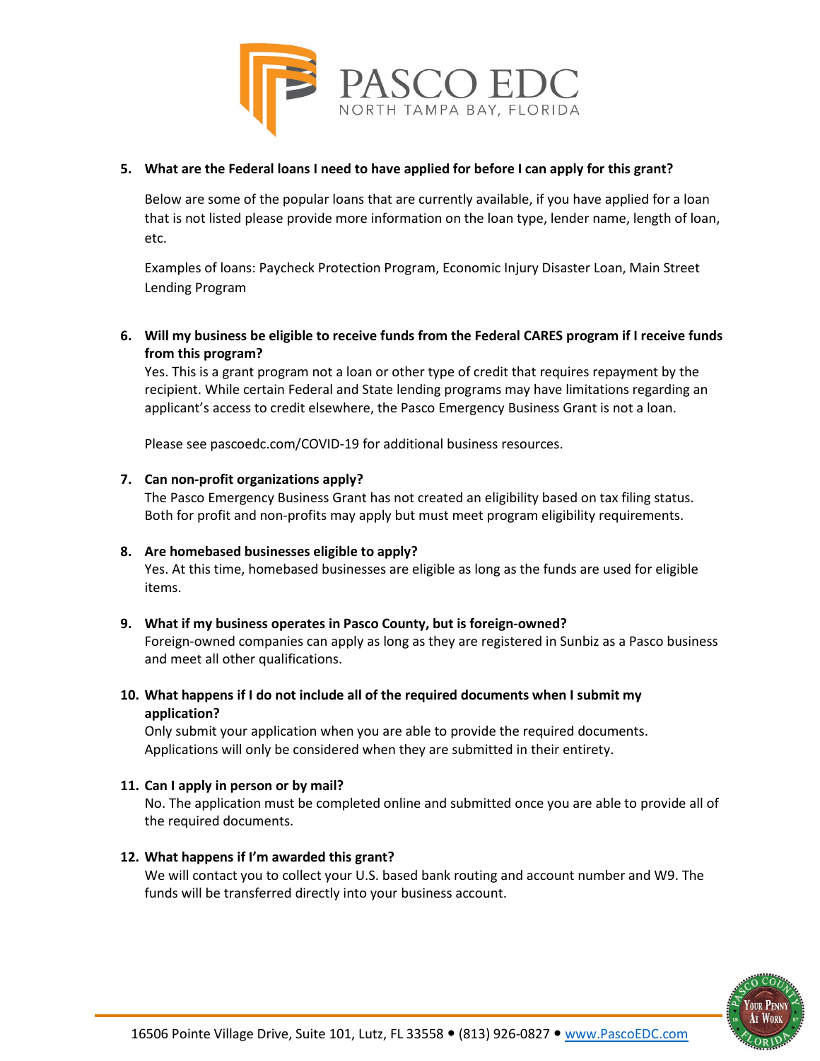5. **What are the Federal loans I need to have applied for before I can apply for this grant?**

   Below are some of the popular loans that are currently available, if you have applied for a loan that is not listed please provide more information on the loan type, lender name, length of loan, etc.

   Examples of loans: Paycheck Protection Program, Economic Injury Disaster Loan, Main Street Lending Program

6. **Will my business be eligible to receive funds from the Federal CARES program if I receive funds from this program?**

   Yes. This is a grant program not a loan or other type of credit that requires repayment by the recipient. While certain Federal and State lending programs may have limitations regarding an applicant's access to credit elsewhere, the Pasco Emergency Business Grant is not a loan.

   Please see pascoedc.com/COVID-19 for additional business resources.

7. **Can non-profit organizations apply?**

   The Pasco Emergency Business Grant has not created an eligibility based on tax filing status. Both for profit and non-profits may apply but must meet program eligibility requirements.

8. **Are homebased businesses eligible to apply?**

   Yes. At this time, homebased businesses are eligible as long as the funds are used for eligible items.

9. **What if my business operates in Pasco County, but is foreign-owned?**

   Foreign-owned companies can apply as long as they are registered in Sunbiz as a Pasco business and meet all other qualifications.

10. **What happens if I do not include all of the required documents when I submit my application?**

    Only submit your application when you are able to provide the required documents. Applications will only be considered when they are submitted in their entirety.

11. **Can I apply in person or by mail?**

    No. The application must be completed online and submitted once you are able to provide all of the required documents.

12. **What happens if I'm awarded this grant?**

    We will contact you to collect your U.S. based bank routing and account number and W9. The funds will be transferred directly into your business account.